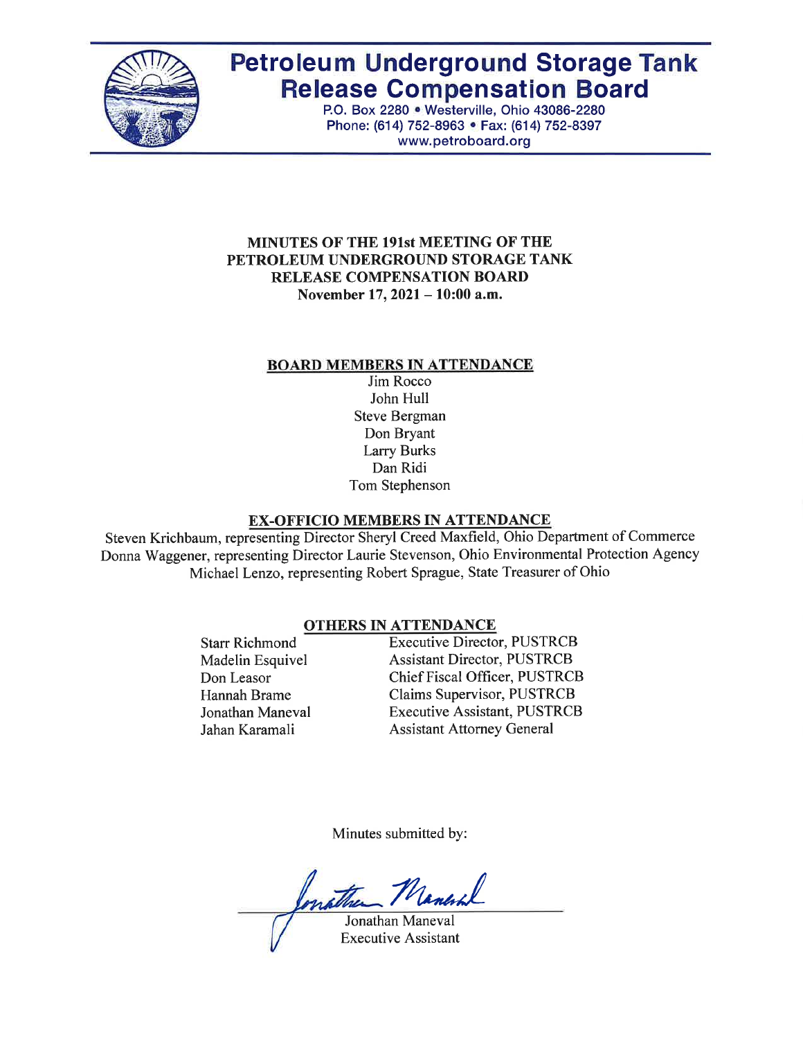# Petroleum Underground Storage Tank Release Compensation Board

P.O. Box 2280 • Westerville, Ohio 43086-2280
Phone: (614) 752-8963 • Fax: (614) 752-8397
www.petroboard.org

## MINUTES OF THE 191st MEETING OF THE PETROLEUM UNDERGROUND STORAGE TANK RELEASE COMPENSATION BOARD
**November 17, 2021 – 10:00 a.m.**

### BOARD MEMBERS IN ATTENDANCE

Jim Rocco
John Hull
Steve Bergman
Don Bryant
Larry Burks
Dan Ridi
Tom Stephenson

### EX-OFFICIO MEMBERS IN ATTENDANCE

Steven Krichbaum, representing Director Sheryl Creed Maxfield, Ohio Department of Commerce
Donna Waggener, representing Director Laurie Stevenson, Ohio Environmental Protection Agency
Michael Lenzo, representing Robert Sprague, State Treasurer of Ohio

### OTHERS IN ATTENDANCE

| | |
|---|---|
| Starr Richmond | Executive Director, PUSTRCB |
| Madelin Esquivel | Assistant Director, PUSTRCB |
| Don Leasor | Chief Fiscal Officer, PUSTRCB |
| Hannah Brame | Claims Supervisor, PUSTRCB |
| Jonathan Maneval | Executive Assistant, PUSTRCB |
| Jahan Karamali | Assistant Attorney General |

Minutes submitted by:

Jonathan Maneval
Executive Assistant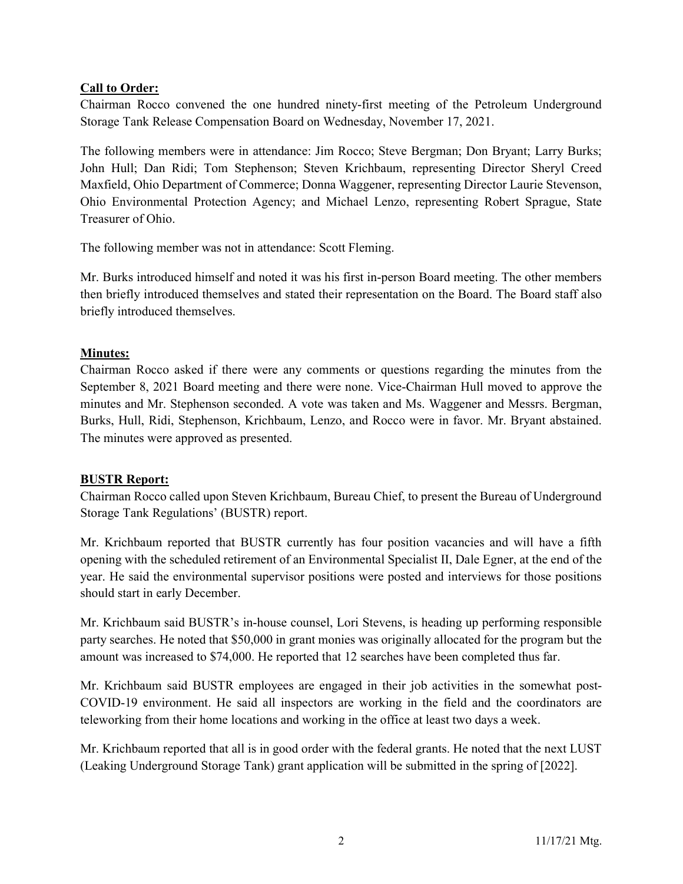**Call to Order:**

Chairman Rocco convened the one hundred ninety-first meeting of the Petroleum Underground Storage Tank Release Compensation Board on Wednesday, November 17, 2021.

The following members were in attendance: Jim Rocco; Steve Bergman; Don Bryant; Larry Burks; John Hull; Dan Ridi; Tom Stephenson; Steven Krichbaum, representing Director Sheryl Creed Maxfield, Ohio Department of Commerce; Donna Waggener, representing Director Laurie Stevenson, Ohio Environmental Protection Agency; and Michael Lenzo, representing Robert Sprague, State Treasurer of Ohio.

The following member was not in attendance: Scott Fleming.

Mr. Burks introduced himself and noted it was his first in-person Board meeting. The other members then briefly introduced themselves and stated their representation on the Board. The Board staff also briefly introduced themselves.

**Minutes:**

Chairman Rocco asked if there were any comments or questions regarding the minutes from the September 8, 2021 Board meeting and there were none. Vice-Chairman Hull moved to approve the minutes and Mr. Stephenson seconded. A vote was taken and Ms. Waggener and Messrs. Bergman, Burks, Hull, Ridi, Stephenson, Krichbaum, Lenzo, and Rocco were in favor. Mr. Bryant abstained. The minutes were approved as presented.

**BUSTR Report:**

Chairman Rocco called upon Steven Krichbaum, Bureau Chief, to present the Bureau of Underground Storage Tank Regulations' (BUSTR) report.

Mr. Krichbaum reported that BUSTR currently has four position vacancies and will have a fifth opening with the scheduled retirement of an Environmental Specialist II, Dale Egner, at the end of the year. He said the environmental supervisor positions were posted and interviews for those positions should start in early December.

Mr. Krichbaum said BUSTR's in-house counsel, Lori Stevens, is heading up performing responsible party searches. He noted that $50,000 in grant monies was originally allocated for the program but the amount was increased to $74,000. He reported that 12 searches have been completed thus far.

Mr. Krichbaum said BUSTR employees are engaged in their job activities in the somewhat post-COVID-19 environment. He said all inspectors are working in the field and the coordinators are teleworking from their home locations and working in the office at least two days a week.

Mr. Krichbaum reported that all is in good order with the federal grants. He noted that the next LUST (Leaking Underground Storage Tank) grant application will be submitted in the spring of [2022].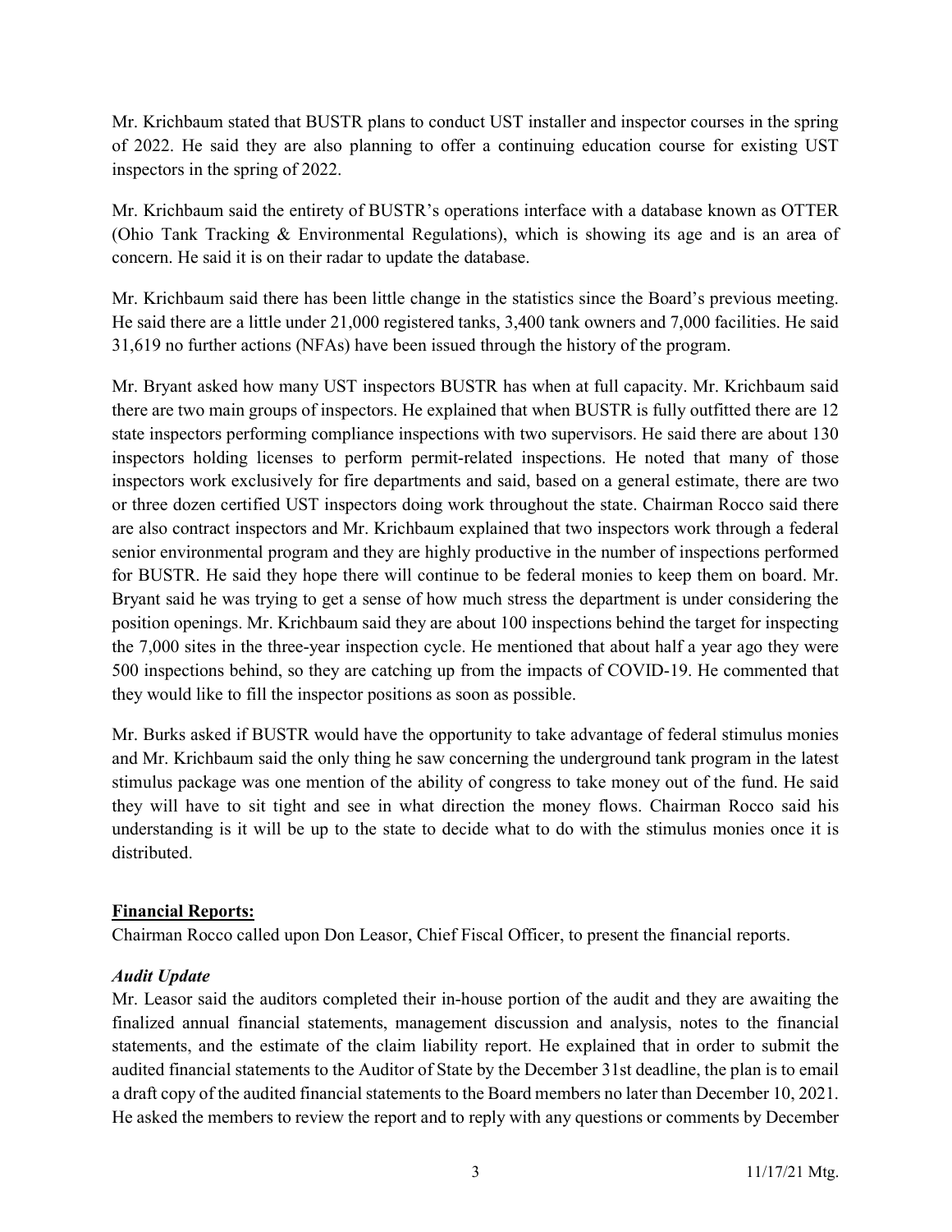Mr. Krichbaum stated that BUSTR plans to conduct UST installer and inspector courses in the spring of 2022. He said they are also planning to offer a continuing education course for existing UST inspectors in the spring of 2022.

Mr. Krichbaum said the entirety of BUSTR's operations interface with a database known as OTTER (Ohio Tank Tracking & Environmental Regulations), which is showing its age and is an area of concern. He said it is on their radar to update the database.

Mr. Krichbaum said there has been little change in the statistics since the Board's previous meeting. He said there are a little under 21,000 registered tanks, 3,400 tank owners and 7,000 facilities. He said 31,619 no further actions (NFAs) have been issued through the history of the program.

Mr. Bryant asked how many UST inspectors BUSTR has when at full capacity. Mr. Krichbaum said there are two main groups of inspectors. He explained that when BUSTR is fully outfitted there are 12 state inspectors performing compliance inspections with two supervisors. He said there are about 130 inspectors holding licenses to perform permit-related inspections. He noted that many of those inspectors work exclusively for fire departments and said, based on a general estimate, there are two or three dozen certified UST inspectors doing work throughout the state. Chairman Rocco said there are also contract inspectors and Mr. Krichbaum explained that two inspectors work through a federal senior environmental program and they are highly productive in the number of inspections performed for BUSTR. He said they hope there will continue to be federal monies to keep them on board. Mr. Bryant said he was trying to get a sense of how much stress the department is under considering the position openings. Mr. Krichbaum said they are about 100 inspections behind the target for inspecting the 7,000 sites in the three-year inspection cycle. He mentioned that about half a year ago they were 500 inspections behind, so they are catching up from the impacts of COVID-19. He commented that they would like to fill the inspector positions as soon as possible.

Mr. Burks asked if BUSTR would have the opportunity to take advantage of federal stimulus monies and Mr. Krichbaum said the only thing he saw concerning the underground tank program in the latest stimulus package was one mention of the ability of congress to take money out of the fund. He said they will have to sit tight and see in what direction the money flows. Chairman Rocco said his understanding is it will be up to the state to decide what to do with the stimulus monies once it is distributed.

## Financial Reports:

Chairman Rocco called upon Don Leasor, Chief Fiscal Officer, to present the financial reports.

### *Audit Update*

Mr. Leasor said the auditors completed their in-house portion of the audit and they are awaiting the finalized annual financial statements, management discussion and analysis, notes to the financial statements, and the estimate of the claim liability report. He explained that in order to submit the audited financial statements to the Auditor of State by the December 31st deadline, the plan is to email a draft copy of the audited financial statements to the Board members no later than December 10, 2021. He asked the members to review the report and to reply with any questions or comments by December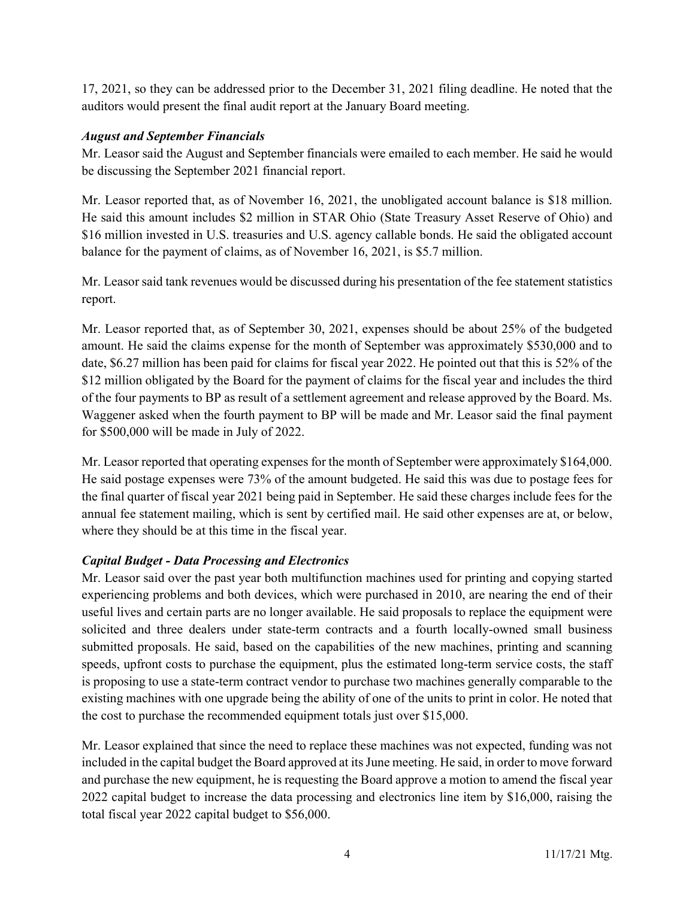17, 2021, so they can be addressed prior to the December 31, 2021 filing deadline. He noted that the auditors would present the final audit report at the January Board meeting.

***August and September Financials***

Mr. Leasor said the August and September financials were emailed to each member. He said he would be discussing the September 2021 financial report.

Mr. Leasor reported that, as of November 16, 2021, the unobligated account balance is $18 million. He said this amount includes $2 million in STAR Ohio (State Treasury Asset Reserve of Ohio) and $16 million invested in U.S. treasuries and U.S. agency callable bonds. He said the obligated account balance for the payment of claims, as of November 16, 2021, is $5.7 million.

Mr. Leasor said tank revenues would be discussed during his presentation of the fee statement statistics report.

Mr. Leasor reported that, as of September 30, 2021, expenses should be about 25% of the budgeted amount. He said the claims expense for the month of September was approximately $530,000 and to date, $6.27 million has been paid for claims for fiscal year 2022. He pointed out that this is 52% of the $12 million obligated by the Board for the payment of claims for the fiscal year and includes the third of the four payments to BP as result of a settlement agreement and release approved by the Board. Ms. Waggener asked when the fourth payment to BP will be made and Mr. Leasor said the final payment for $500,000 will be made in July of 2022.

Mr. Leasor reported that operating expenses for the month of September were approximately $164,000. He said postage expenses were 73% of the amount budgeted. He said this was due to postage fees for the final quarter of fiscal year 2021 being paid in September. He said these charges include fees for the annual fee statement mailing, which is sent by certified mail. He said other expenses are at, or below, where they should be at this time in the fiscal year.

***Capital Budget - Data Processing and Electronics***

Mr. Leasor said over the past year both multifunction machines used for printing and copying started experiencing problems and both devices, which were purchased in 2010, are nearing the end of their useful lives and certain parts are no longer available. He said proposals to replace the equipment were solicited and three dealers under state-term contracts and a fourth locally-owned small business submitted proposals. He said, based on the capabilities of the new machines, printing and scanning speeds, upfront costs to purchase the equipment, plus the estimated long-term service costs, the staff is proposing to use a state-term contract vendor to purchase two machines generally comparable to the existing machines with one upgrade being the ability of one of the units to print in color. He noted that the cost to purchase the recommended equipment totals just over $15,000.

Mr. Leasor explained that since the need to replace these machines was not expected, funding was not included in the capital budget the Board approved at its June meeting. He said, in order to move forward and purchase the new equipment, he is requesting the Board approve a motion to amend the fiscal year 2022 capital budget to increase the data processing and electronics line item by $16,000, raising the total fiscal year 2022 capital budget to $56,000.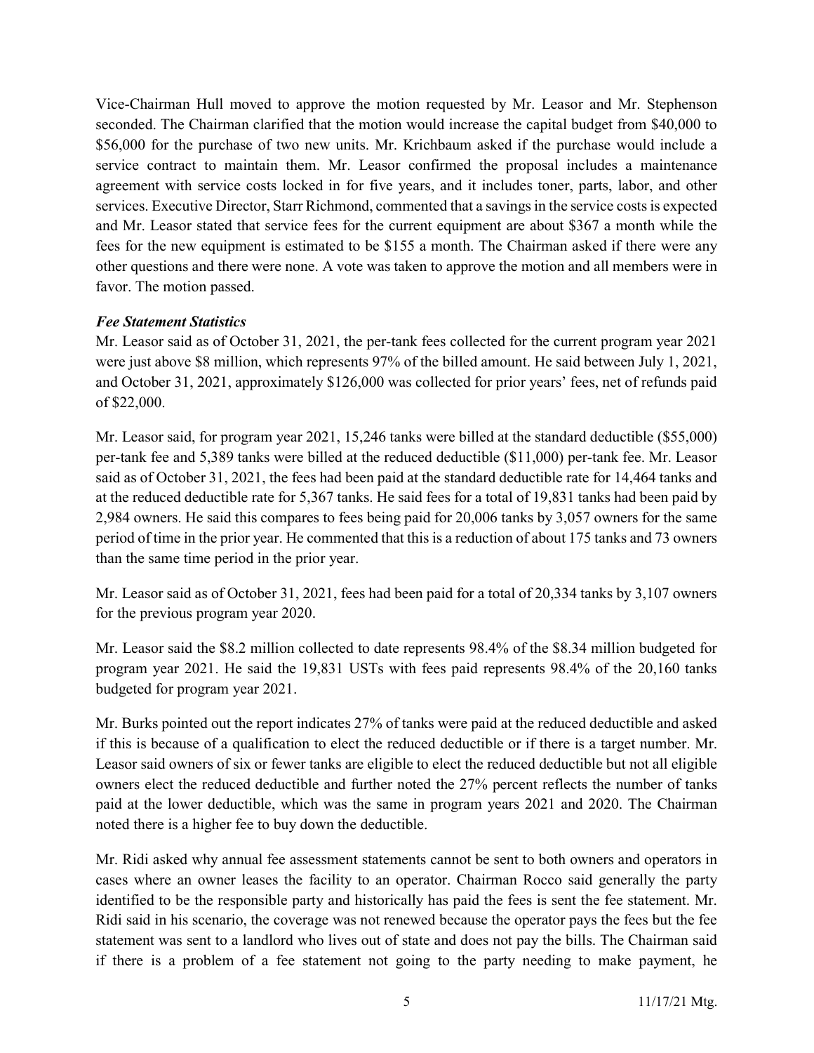Vice-Chairman Hull moved to approve the motion requested by Mr. Leasor and Mr. Stephenson seconded. The Chairman clarified that the motion would increase the capital budget from $40,000 to $56,000 for the purchase of two new units. Mr. Krichbaum asked if the purchase would include a service contract to maintain them. Mr. Leasor confirmed the proposal includes a maintenance agreement with service costs locked in for five years, and it includes toner, parts, labor, and other services. Executive Director, Starr Richmond, commented that a savings in the service costs is expected and Mr. Leasor stated that service fees for the current equipment are about $367 a month while the fees for the new equipment is estimated to be $155 a month. The Chairman asked if there were any other questions and there were none. A vote was taken to approve the motion and all members were in favor. The motion passed.

***Fee Statement Statistics***

Mr. Leasor said as of October 31, 2021, the per-tank fees collected for the current program year 2021 were just above $8 million, which represents 97% of the billed amount. He said between July 1, 2021, and October 31, 2021, approximately $126,000 was collected for prior years' fees, net of refunds paid of $22,000.

Mr. Leasor said, for program year 2021, 15,246 tanks were billed at the standard deductible ($55,000) per-tank fee and 5,389 tanks were billed at the reduced deductible ($11,000) per-tank fee. Mr. Leasor said as of October 31, 2021, the fees had been paid at the standard deductible rate for 14,464 tanks and at the reduced deductible rate for 5,367 tanks. He said fees for a total of 19,831 tanks had been paid by 2,984 owners. He said this compares to fees being paid for 20,006 tanks by 3,057 owners for the same period of time in the prior year. He commented that this is a reduction of about 175 tanks and 73 owners than the same time period in the prior year.

Mr. Leasor said as of October 31, 2021, fees had been paid for a total of 20,334 tanks by 3,107 owners for the previous program year 2020.

Mr. Leasor said the $8.2 million collected to date represents 98.4% of the $8.34 million budgeted for program year 2021. He said the 19,831 USTs with fees paid represents 98.4% of the 20,160 tanks budgeted for program year 2021.

Mr. Burks pointed out the report indicates 27% of tanks were paid at the reduced deductible and asked if this is because of a qualification to elect the reduced deductible or if there is a target number. Mr. Leasor said owners of six or fewer tanks are eligible to elect the reduced deductible but not all eligible owners elect the reduced deductible and further noted the 27% percent reflects the number of tanks paid at the lower deductible, which was the same in program years 2021 and 2020. The Chairman noted there is a higher fee to buy down the deductible.

Mr. Ridi asked why annual fee assessment statements cannot be sent to both owners and operators in cases where an owner leases the facility to an operator. Chairman Rocco said generally the party identified to be the responsible party and historically has paid the fees is sent the fee statement. Mr. Ridi said in his scenario, the coverage was not renewed because the operator pays the fees but the fee statement was sent to a landlord who lives out of state and does not pay the bills. The Chairman said if there is a problem of a fee statement not going to the party needing to make payment, he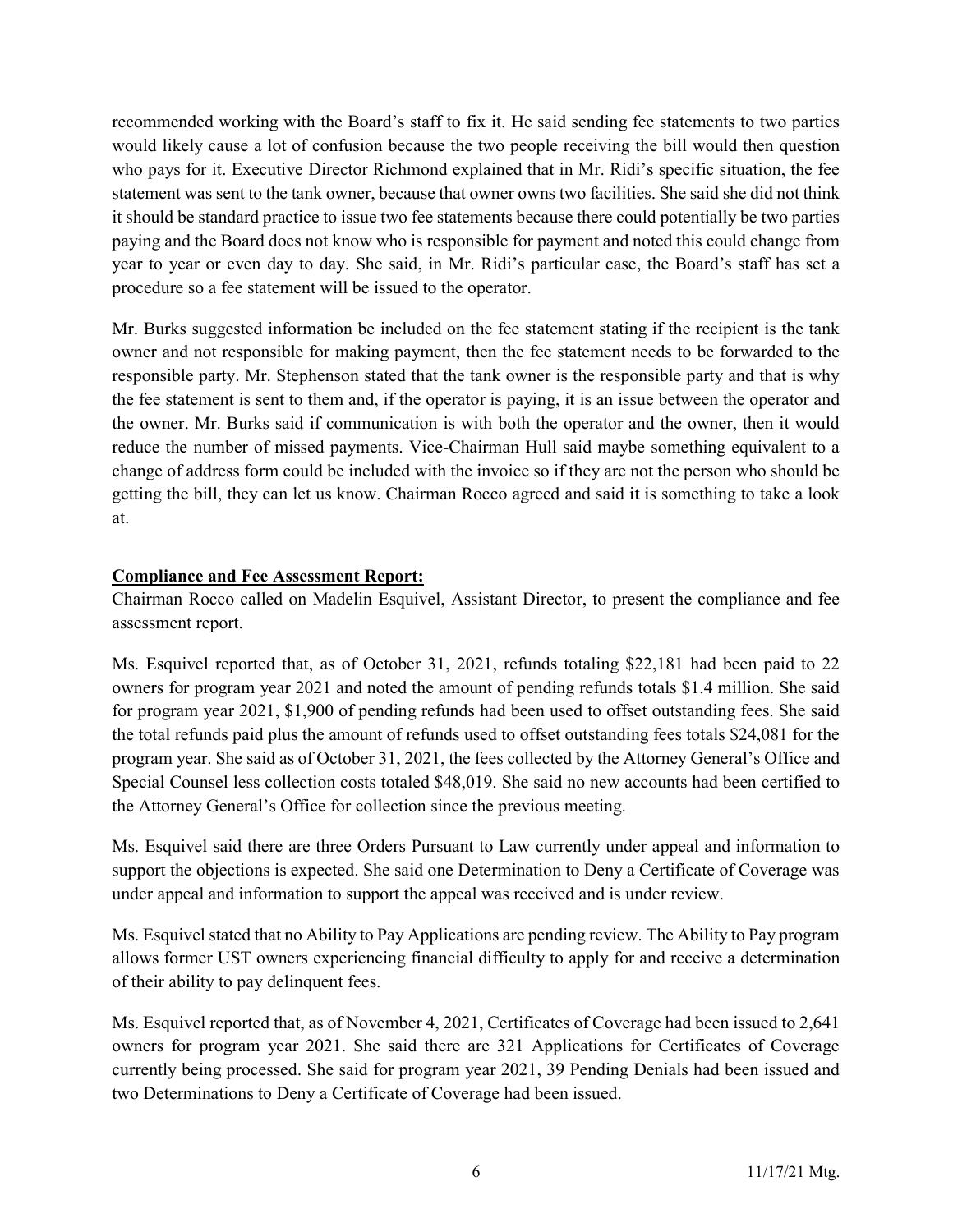recommended working with the Board's staff to fix it. He said sending fee statements to two parties would likely cause a lot of confusion because the two people receiving the bill would then question who pays for it. Executive Director Richmond explained that in Mr. Ridi's specific situation, the fee statement was sent to the tank owner, because that owner owns two facilities. She said she did not think it should be standard practice to issue two fee statements because there could potentially be two parties paying and the Board does not know who is responsible for payment and noted this could change from year to year or even day to day. She said, in Mr. Ridi's particular case, the Board's staff has set a procedure so a fee statement will be issued to the operator.

Mr. Burks suggested information be included on the fee statement stating if the recipient is the tank owner and not responsible for making payment, then the fee statement needs to be forwarded to the responsible party. Mr. Stephenson stated that the tank owner is the responsible party and that is why the fee statement is sent to them and, if the operator is paying, it is an issue between the operator and the owner. Mr. Burks said if communication is with both the operator and the owner, then it would reduce the number of missed payments. Vice-Chairman Hull said maybe something equivalent to a change of address form could be included with the invoice so if they are not the person who should be getting the bill, they can let us know. Chairman Rocco agreed and said it is something to take a look at.

**Compliance and Fee Assessment Report:**

Chairman Rocco called on Madelin Esquivel, Assistant Director, to present the compliance and fee assessment report.

Ms. Esquivel reported that, as of October 31, 2021, refunds totaling $22,181 had been paid to 22 owners for program year 2021 and noted the amount of pending refunds totals $1.4 million. She said for program year 2021, $1,900 of pending refunds had been used to offset outstanding fees. She said the total refunds paid plus the amount of refunds used to offset outstanding fees totals $24,081 for the program year. She said as of October 31, 2021, the fees collected by the Attorney General's Office and Special Counsel less collection costs totaled $48,019. She said no new accounts had been certified to the Attorney General's Office for collection since the previous meeting.

Ms. Esquivel said there are three Orders Pursuant to Law currently under appeal and information to support the objections is expected. She said one Determination to Deny a Certificate of Coverage was under appeal and information to support the appeal was received and is under review.

Ms. Esquivel stated that no Ability to Pay Applications are pending review. The Ability to Pay program allows former UST owners experiencing financial difficulty to apply for and receive a determination of their ability to pay delinquent fees.

Ms. Esquivel reported that, as of November 4, 2021, Certificates of Coverage had been issued to 2,641 owners for program year 2021. She said there are 321 Applications for Certificates of Coverage currently being processed. She said for program year 2021, 39 Pending Denials had been issued and two Determinations to Deny a Certificate of Coverage had been issued.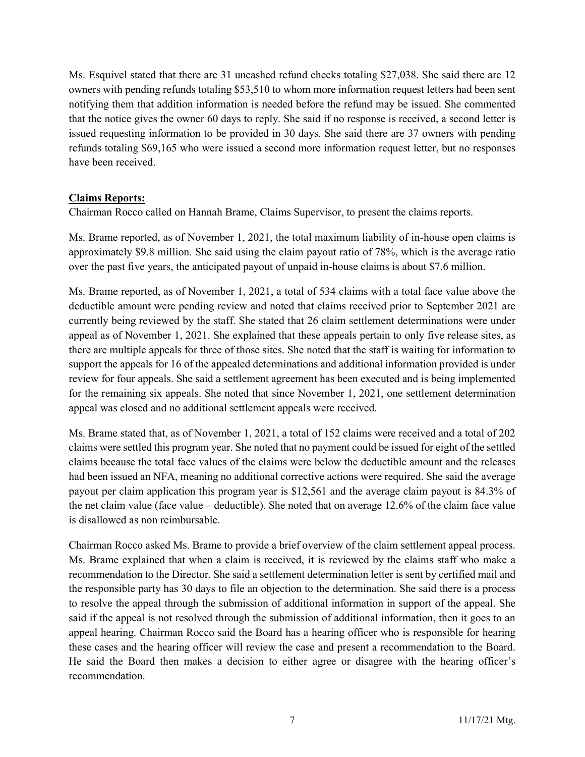Ms. Esquivel stated that there are 31 uncashed refund checks totaling $27,038. She said there are 12 owners with pending refunds totaling $53,510 to whom more information request letters had been sent notifying them that addition information is needed before the refund may be issued. She commented that the notice gives the owner 60 days to reply. She said if no response is received, a second letter is issued requesting information to be provided in 30 days. She said there are 37 owners with pending refunds totaling $69,165 who were issued a second more information request letter, but no responses have been received.

**<u>Claims Reports:</u>**

Chairman Rocco called on Hannah Brame, Claims Supervisor, to present the claims reports.

Ms. Brame reported, as of November 1, 2021, the total maximum liability of in-house open claims is approximately $9.8 million. She said using the claim payout ratio of 78%, which is the average ratio over the past five years, the anticipated payout of unpaid in-house claims is about $7.6 million.

Ms. Brame reported, as of November 1, 2021, a total of 534 claims with a total face value above the deductible amount were pending review and noted that claims received prior to September 2021 are currently being reviewed by the staff. She stated that 26 claim settlement determinations were under appeal as of November 1, 2021. She explained that these appeals pertain to only five release sites, as there are multiple appeals for three of those sites. She noted that the staff is waiting for information to support the appeals for 16 of the appealed determinations and additional information provided is under review for four appeals. She said a settlement agreement has been executed and is being implemented for the remaining six appeals. She noted that since November 1, 2021, one settlement determination appeal was closed and no additional settlement appeals were received.

Ms. Brame stated that, as of November 1, 2021, a total of 152 claims were received and a total of 202 claims were settled this program year. She noted that no payment could be issued for eight of the settled claims because the total face values of the claims were below the deductible amount and the releases had been issued an NFA, meaning no additional corrective actions were required. She said the average payout per claim application this program year is $12,561 and the average claim payout is 84.3% of the net claim value (face value – deductible). She noted that on average 12.6% of the claim face value is disallowed as non reimbursable.

Chairman Rocco asked Ms. Brame to provide a brief overview of the claim settlement appeal process. Ms. Brame explained that when a claim is received, it is reviewed by the claims staff who make a recommendation to the Director. She said a settlement determination letter is sent by certified mail and the responsible party has 30 days to file an objection to the determination. She said there is a process to resolve the appeal through the submission of additional information in support of the appeal. She said if the appeal is not resolved through the submission of additional information, then it goes to an appeal hearing. Chairman Rocco said the Board has a hearing officer who is responsible for hearing these cases and the hearing officer will review the case and present a recommendation to the Board. He said the Board then makes a decision to either agree or disagree with the hearing officer's recommendation.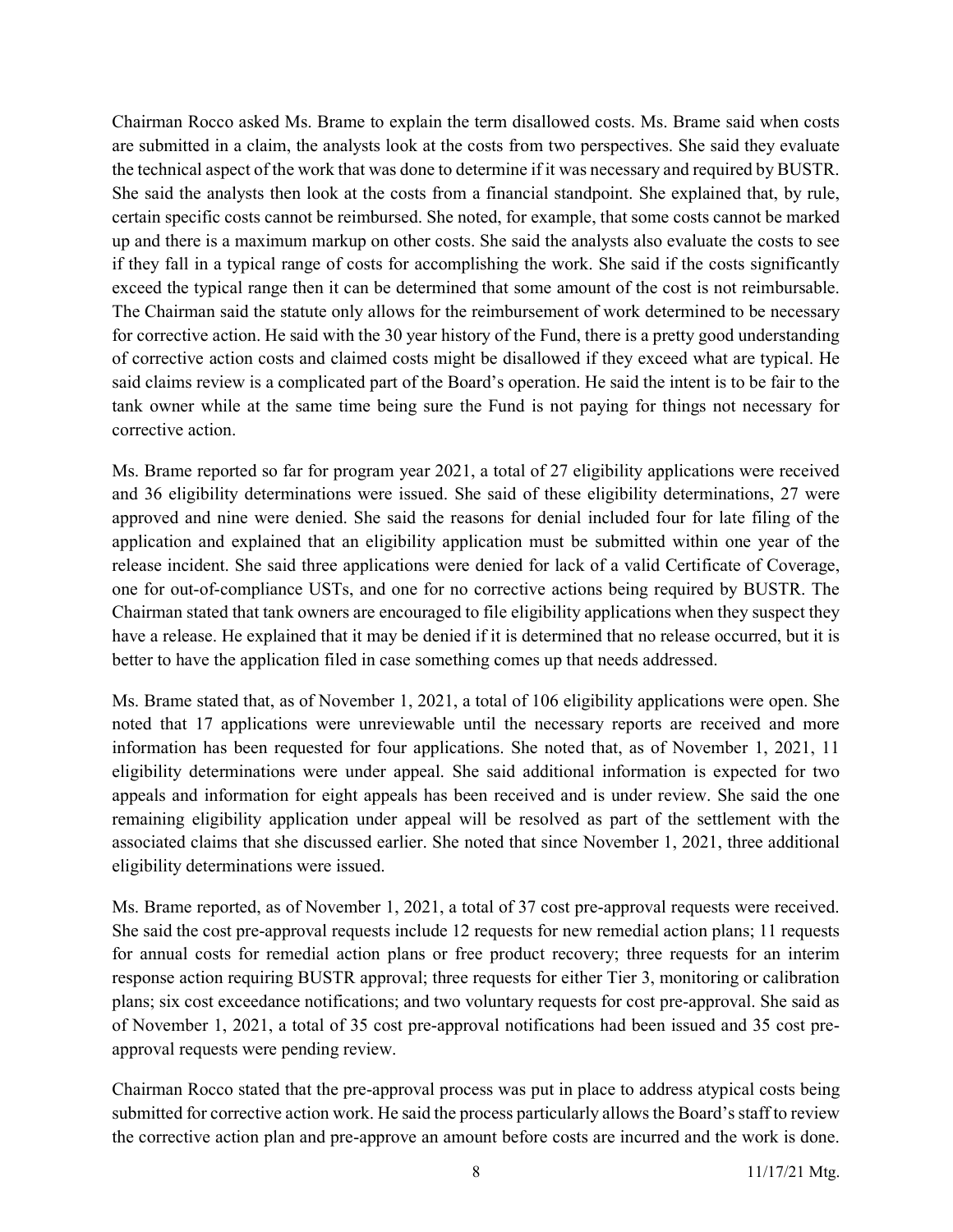Chairman Rocco asked Ms. Brame to explain the term disallowed costs. Ms. Brame said when costs are submitted in a claim, the analysts look at the costs from two perspectives. She said they evaluate the technical aspect of the work that was done to determine if it was necessary and required by BUSTR. She said the analysts then look at the costs from a financial standpoint. She explained that, by rule, certain specific costs cannot be reimbursed. She noted, for example, that some costs cannot be marked up and there is a maximum markup on other costs. She said the analysts also evaluate the costs to see if they fall in a typical range of costs for accomplishing the work. She said if the costs significantly exceed the typical range then it can be determined that some amount of the cost is not reimbursable. The Chairman said the statute only allows for the reimbursement of work determined to be necessary for corrective action. He said with the 30 year history of the Fund, there is a pretty good understanding of corrective action costs and claimed costs might be disallowed if they exceed what are typical. He said claims review is a complicated part of the Board's operation. He said the intent is to be fair to the tank owner while at the same time being sure the Fund is not paying for things not necessary for corrective action.

Ms. Brame reported so far for program year 2021, a total of 27 eligibility applications were received and 36 eligibility determinations were issued. She said of these eligibility determinations, 27 were approved and nine were denied. She said the reasons for denial included four for late filing of the application and explained that an eligibility application must be submitted within one year of the release incident. She said three applications were denied for lack of a valid Certificate of Coverage, one for out-of-compliance USTs, and one for no corrective actions being required by BUSTR. The Chairman stated that tank owners are encouraged to file eligibility applications when they suspect they have a release. He explained that it may be denied if it is determined that no release occurred, but it is better to have the application filed in case something comes up that needs addressed.

Ms. Brame stated that, as of November 1, 2021, a total of 106 eligibility applications were open. She noted that 17 applications were unreviewable until the necessary reports are received and more information has been requested for four applications. She noted that, as of November 1, 2021, 11 eligibility determinations were under appeal. She said additional information is expected for two appeals and information for eight appeals has been received and is under review. She said the one remaining eligibility application under appeal will be resolved as part of the settlement with the associated claims that she discussed earlier. She noted that since November 1, 2021, three additional eligibility determinations were issued.

Ms. Brame reported, as of November 1, 2021, a total of 37 cost pre-approval requests were received. She said the cost pre-approval requests include 12 requests for new remedial action plans; 11 requests for annual costs for remedial action plans or free product recovery; three requests for an interim response action requiring BUSTR approval; three requests for either Tier 3, monitoring or calibration plans; six cost exceedance notifications; and two voluntary requests for cost pre-approval. She said as of November 1, 2021, a total of 35 cost pre-approval notifications had been issued and 35 cost pre-approval requests were pending review.

Chairman Rocco stated that the pre-approval process was put in place to address atypical costs being submitted for corrective action work. He said the process particularly allows the Board's staff to review the corrective action plan and pre-approve an amount before costs are incurred and the work is done.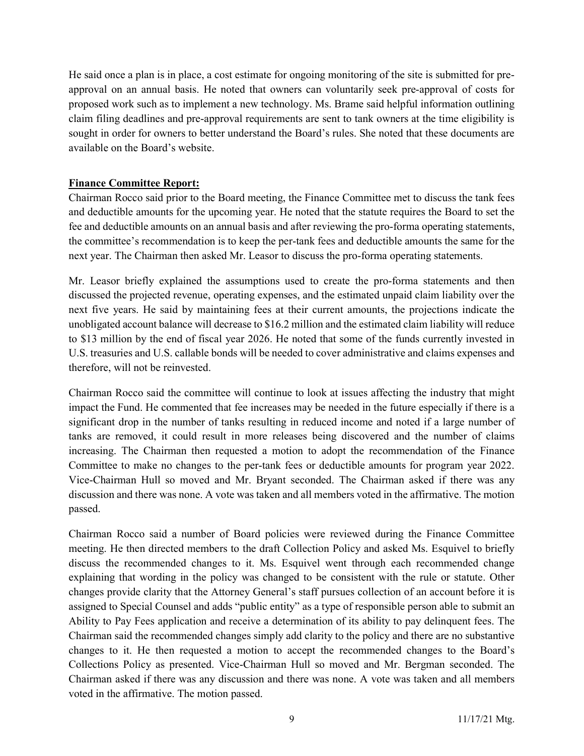He said once a plan is in place, a cost estimate for ongoing monitoring of the site is submitted for pre-approval on an annual basis. He noted that owners can voluntarily seek pre-approval of costs for proposed work such as to implement a new technology. Ms. Brame said helpful information outlining claim filing deadlines and pre-approval requirements are sent to tank owners at the time eligibility is sought in order for owners to better understand the Board's rules. She noted that these documents are available on the Board's website.

**Finance Committee Report:**

Chairman Rocco said prior to the Board meeting, the Finance Committee met to discuss the tank fees and deductible amounts for the upcoming year. He noted that the statute requires the Board to set the fee and deductible amounts on an annual basis and after reviewing the pro-forma operating statements, the committee's recommendation is to keep the per-tank fees and deductible amounts the same for the next year. The Chairman then asked Mr. Leasor to discuss the pro-forma operating statements.

Mr. Leasor briefly explained the assumptions used to create the pro-forma statements and then discussed the projected revenue, operating expenses, and the estimated unpaid claim liability over the next five years. He said by maintaining fees at their current amounts, the projections indicate the unobligated account balance will decrease to $16.2 million and the estimated claim liability will reduce to $13 million by the end of fiscal year 2026. He noted that some of the funds currently invested in U.S. treasuries and U.S. callable bonds will be needed to cover administrative and claims expenses and therefore, will not be reinvested.

Chairman Rocco said the committee will continue to look at issues affecting the industry that might impact the Fund. He commented that fee increases may be needed in the future especially if there is a significant drop in the number of tanks resulting in reduced income and noted if a large number of tanks are removed, it could result in more releases being discovered and the number of claims increasing. The Chairman then requested a motion to adopt the recommendation of the Finance Committee to make no changes to the per-tank fees or deductible amounts for program year 2022. Vice-Chairman Hull so moved and Mr. Bryant seconded. The Chairman asked if there was any discussion and there was none. A vote was taken and all members voted in the affirmative. The motion passed.

Chairman Rocco said a number of Board policies were reviewed during the Finance Committee meeting. He then directed members to the draft Collection Policy and asked Ms. Esquivel to briefly discuss the recommended changes to it. Ms. Esquivel went through each recommended change explaining that wording in the policy was changed to be consistent with the rule or statute. Other changes provide clarity that the Attorney General's staff pursues collection of an account before it is assigned to Special Counsel and adds "public entity" as a type of responsible person able to submit an Ability to Pay Fees application and receive a determination of its ability to pay delinquent fees. The Chairman said the recommended changes simply add clarity to the policy and there are no substantive changes to it. He then requested a motion to accept the recommended changes to the Board's Collections Policy as presented. Vice-Chairman Hull so moved and Mr. Bergman seconded. The Chairman asked if there was any discussion and there was none. A vote was taken and all members voted in the affirmative. The motion passed.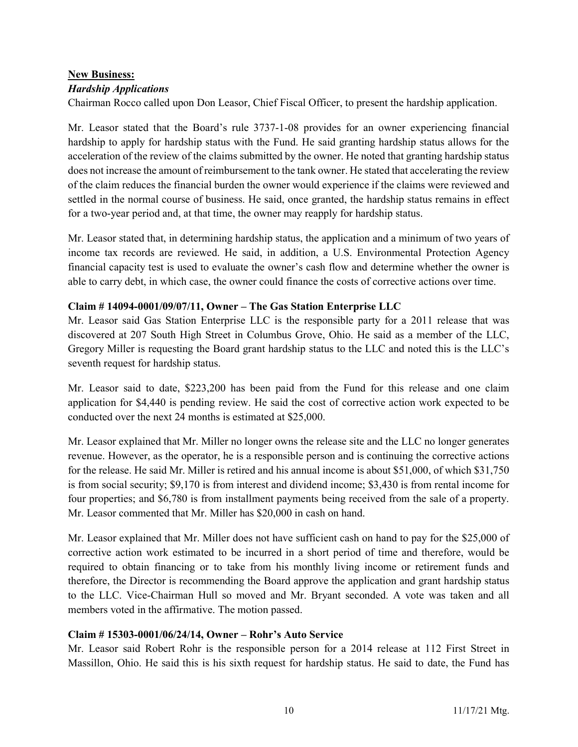**New Business:**

***Hardship Applications***

Chairman Rocco called upon Don Leasor, Chief Fiscal Officer, to present the hardship application.

Mr. Leasor stated that the Board's rule 3737-1-08 provides for an owner experiencing financial hardship to apply for hardship status with the Fund. He said granting hardship status allows for the acceleration of the review of the claims submitted by the owner. He noted that granting hardship status does not increase the amount of reimbursement to the tank owner. He stated that accelerating the review of the claim reduces the financial burden the owner would experience if the claims were reviewed and settled in the normal course of business. He said, once granted, the hardship status remains in effect for a two-year period and, at that time, the owner may reapply for hardship status.

Mr. Leasor stated that, in determining hardship status, the application and a minimum of two years of income tax records are reviewed. He said, in addition, a U.S. Environmental Protection Agency financial capacity test is used to evaluate the owner's cash flow and determine whether the owner is able to carry debt, in which case, the owner could finance the costs of corrective actions over time.

**Claim # 14094-0001/09/07/11, Owner – The Gas Station Enterprise LLC**

Mr. Leasor said Gas Station Enterprise LLC is the responsible party for a 2011 release that was discovered at 207 South High Street in Columbus Grove, Ohio. He said as a member of the LLC, Gregory Miller is requesting the Board grant hardship status to the LLC and noted this is the LLC's seventh request for hardship status.

Mr. Leasor said to date, $223,200 has been paid from the Fund for this release and one claim application for $4,440 is pending review. He said the cost of corrective action work expected to be conducted over the next 24 months is estimated at $25,000.

Mr. Leasor explained that Mr. Miller no longer owns the release site and the LLC no longer generates revenue. However, as the operator, he is a responsible person and is continuing the corrective actions for the release. He said Mr. Miller is retired and his annual income is about $51,000, of which $31,750 is from social security; $9,170 is from interest and dividend income; $3,430 is from rental income for four properties; and $6,780 is from installment payments being received from the sale of a property. Mr. Leasor commented that Mr. Miller has $20,000 in cash on hand.

Mr. Leasor explained that Mr. Miller does not have sufficient cash on hand to pay for the $25,000 of corrective action work estimated to be incurred in a short period of time and therefore, would be required to obtain financing or to take from his monthly living income or retirement funds and therefore, the Director is recommending the Board approve the application and grant hardship status to the LLC. Vice-Chairman Hull so moved and Mr. Bryant seconded. A vote was taken and all members voted in the affirmative. The motion passed.

**Claim # 15303-0001/06/24/14, Owner – Rohr's Auto Service**

Mr. Leasor said Robert Rohr is the responsible person for a 2014 release at 112 First Street in Massillon, Ohio. He said this is his sixth request for hardship status. He said to date, the Fund has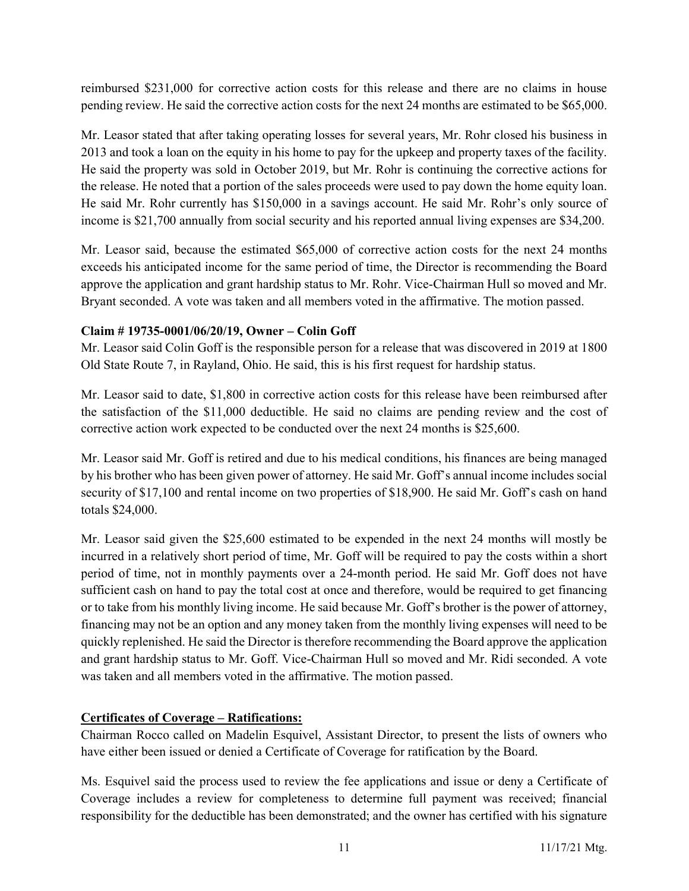reimbursed $231,000 for corrective action costs for this release and there are no claims in house pending review. He said the corrective action costs for the next 24 months are estimated to be $65,000.

Mr. Leasor stated that after taking operating losses for several years, Mr. Rohr closed his business in 2013 and took a loan on the equity in his home to pay for the upkeep and property taxes of the facility. He said the property was sold in October 2019, but Mr. Rohr is continuing the corrective actions for the release. He noted that a portion of the sales proceeds were used to pay down the home equity loan. He said Mr. Rohr currently has $150,000 in a savings account. He said Mr. Rohr's only source of income is $21,700 annually from social security and his reported annual living expenses are $34,200.

Mr. Leasor said, because the estimated $65,000 of corrective action costs for the next 24 months exceeds his anticipated income for the same period of time, the Director is recommending the Board approve the application and grant hardship status to Mr. Rohr. Vice-Chairman Hull so moved and Mr. Bryant seconded. A vote was taken and all members voted in the affirmative. The motion passed.

**Claim # 19735-0001/06/20/19, Owner – Colin Goff**

Mr. Leasor said Colin Goff is the responsible person for a release that was discovered in 2019 at 1800 Old State Route 7, in Rayland, Ohio. He said, this is his first request for hardship status.

Mr. Leasor said to date, $1,800 in corrective action costs for this release have been reimbursed after the satisfaction of the $11,000 deductible. He said no claims are pending review and the cost of corrective action work expected to be conducted over the next 24 months is $25,600.

Mr. Leasor said Mr. Goff is retired and due to his medical conditions, his finances are being managed by his brother who has been given power of attorney. He said Mr. Goff's annual income includes social security of $17,100 and rental income on two properties of $18,900. He said Mr. Goff's cash on hand totals $24,000.

Mr. Leasor said given the $25,600 estimated to be expended in the next 24 months will mostly be incurred in a relatively short period of time, Mr. Goff will be required to pay the costs within a short period of time, not in monthly payments over a 24-month period. He said Mr. Goff does not have sufficient cash on hand to pay the total cost at once and therefore, would be required to get financing or to take from his monthly living income. He said because Mr. Goff's brother is the power of attorney, financing may not be an option and any money taken from the monthly living expenses will need to be quickly replenished. He said the Director is therefore recommending the Board approve the application and grant hardship status to Mr. Goff. Vice-Chairman Hull so moved and Mr. Ridi seconded. A vote was taken and all members voted in the affirmative. The motion passed.

**Certificates of Coverage – Ratifications:**

Chairman Rocco called on Madelin Esquivel, Assistant Director, to present the lists of owners who have either been issued or denied a Certificate of Coverage for ratification by the Board.

Ms. Esquivel said the process used to review the fee applications and issue or deny a Certificate of Coverage includes a review for completeness to determine full payment was received; financial responsibility for the deductible has been demonstrated; and the owner has certified with his signature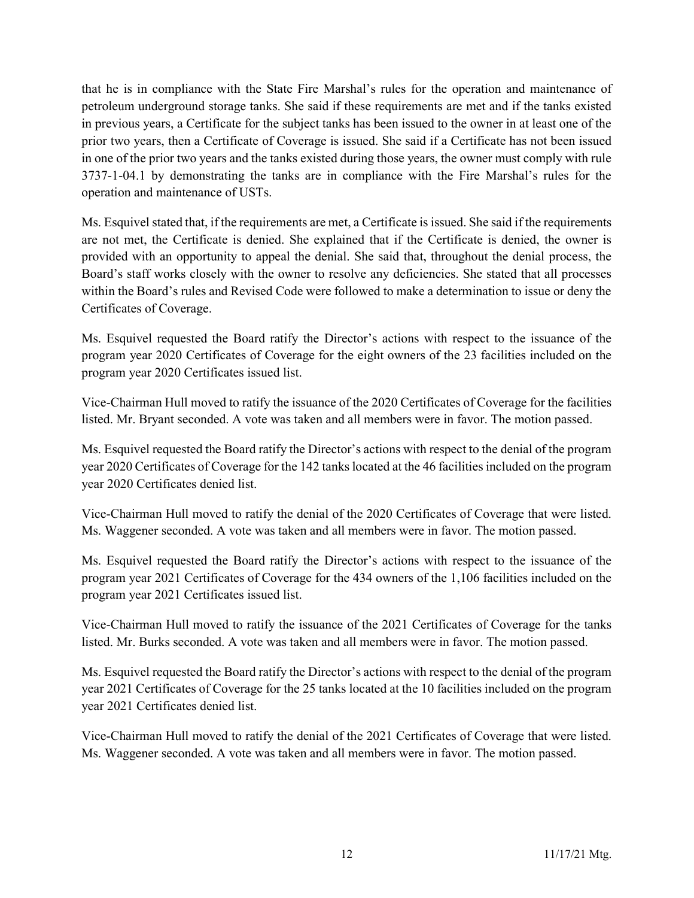that he is in compliance with the State Fire Marshal's rules for the operation and maintenance of petroleum underground storage tanks. She said if these requirements are met and if the tanks existed in previous years, a Certificate for the subject tanks has been issued to the owner in at least one of the prior two years, then a Certificate of Coverage is issued. She said if a Certificate has not been issued in one of the prior two years and the tanks existed during those years, the owner must comply with rule 3737-1-04.1 by demonstrating the tanks are in compliance with the Fire Marshal's rules for the operation and maintenance of USTs.

Ms. Esquivel stated that, if the requirements are met, a Certificate is issued. She said if the requirements are not met, the Certificate is denied. She explained that if the Certificate is denied, the owner is provided with an opportunity to appeal the denial. She said that, throughout the denial process, the Board's staff works closely with the owner to resolve any deficiencies. She stated that all processes within the Board's rules and Revised Code were followed to make a determination to issue or deny the Certificates of Coverage.

Ms. Esquivel requested the Board ratify the Director's actions with respect to the issuance of the program year 2020 Certificates of Coverage for the eight owners of the 23 facilities included on the program year 2020 Certificates issued list.

Vice-Chairman Hull moved to ratify the issuance of the 2020 Certificates of Coverage for the facilities listed. Mr. Bryant seconded. A vote was taken and all members were in favor. The motion passed.

Ms. Esquivel requested the Board ratify the Director's actions with respect to the denial of the program year 2020 Certificates of Coverage for the 142 tanks located at the 46 facilities included on the program year 2020 Certificates denied list.

Vice-Chairman Hull moved to ratify the denial of the 2020 Certificates of Coverage that were listed. Ms. Waggener seconded. A vote was taken and all members were in favor. The motion passed.

Ms. Esquivel requested the Board ratify the Director's actions with respect to the issuance of the program year 2021 Certificates of Coverage for the 434 owners of the 1,106 facilities included on the program year 2021 Certificates issued list.

Vice-Chairman Hull moved to ratify the issuance of the 2021 Certificates of Coverage for the tanks listed. Mr. Burks seconded. A vote was taken and all members were in favor. The motion passed.

Ms. Esquivel requested the Board ratify the Director's actions with respect to the denial of the program year 2021 Certificates of Coverage for the 25 tanks located at the 10 facilities included on the program year 2021 Certificates denied list.

Vice-Chairman Hull moved to ratify the denial of the 2021 Certificates of Coverage that were listed. Ms. Waggener seconded. A vote was taken and all members were in favor. The motion passed.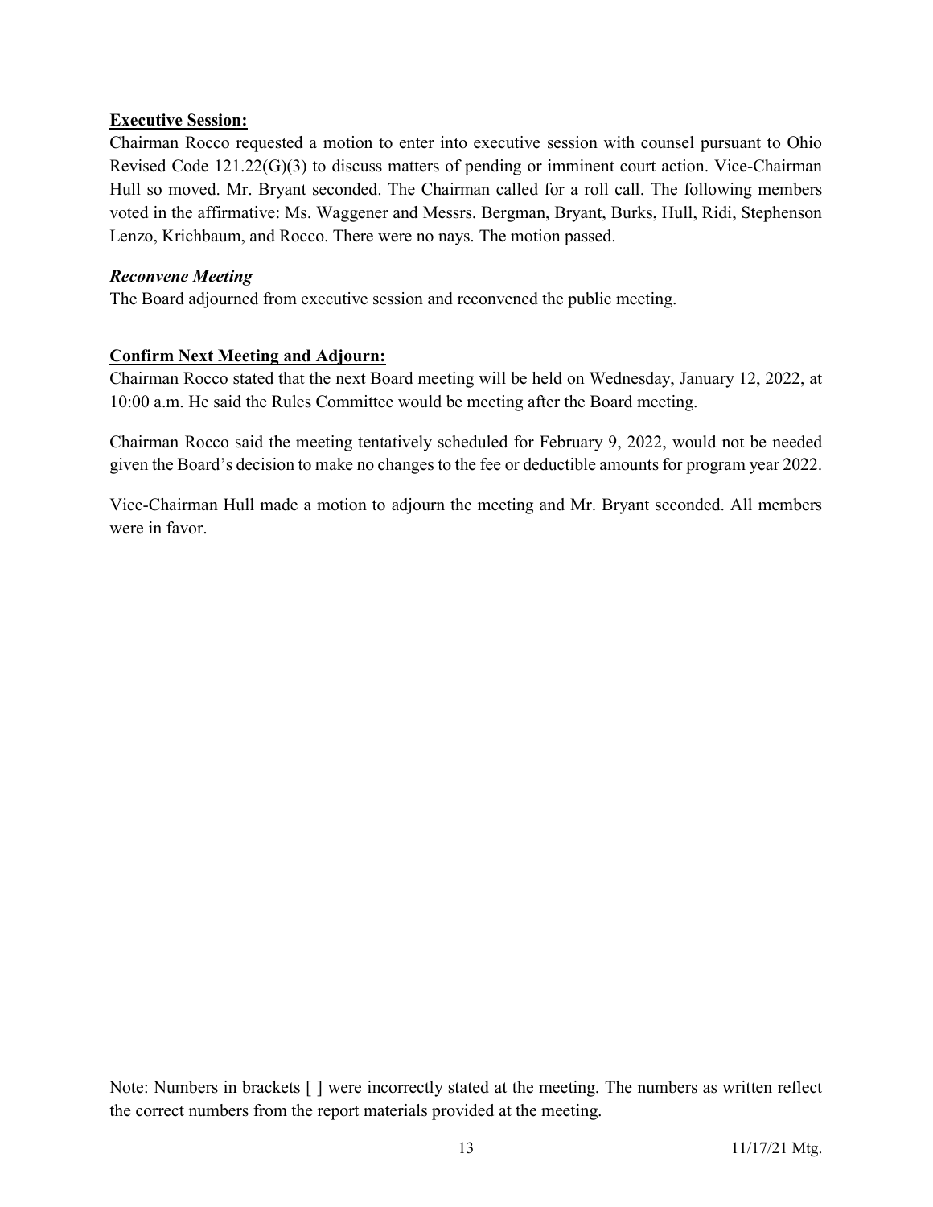**Executive Session:**

Chairman Rocco requested a motion to enter into executive session with counsel pursuant to Ohio Revised Code 121.22(G)(3) to discuss matters of pending or imminent court action. Vice-Chairman Hull so moved. Mr. Bryant seconded. The Chairman called for a roll call. The following members voted in the affirmative: Ms. Waggener and Messrs. Bergman, Bryant, Burks, Hull, Ridi, Stephenson Lenzo, Krichbaum, and Rocco. There were no nays. The motion passed.

***Reconvene Meeting***

The Board adjourned from executive session and reconvened the public meeting.

**Confirm Next Meeting and Adjourn:**

Chairman Rocco stated that the next Board meeting will be held on Wednesday, January 12, 2022, at 10:00 a.m. He said the Rules Committee would be meeting after the Board meeting.

Chairman Rocco said the meeting tentatively scheduled for February 9, 2022, would not be needed given the Board's decision to make no changes to the fee or deductible amounts for program year 2022.

Vice-Chairman Hull made a motion to adjourn the meeting and Mr. Bryant seconded. All members were in favor.

Note: Numbers in brackets [ ] were incorrectly stated at the meeting. The numbers as written reflect the correct numbers from the report materials provided at the meeting.